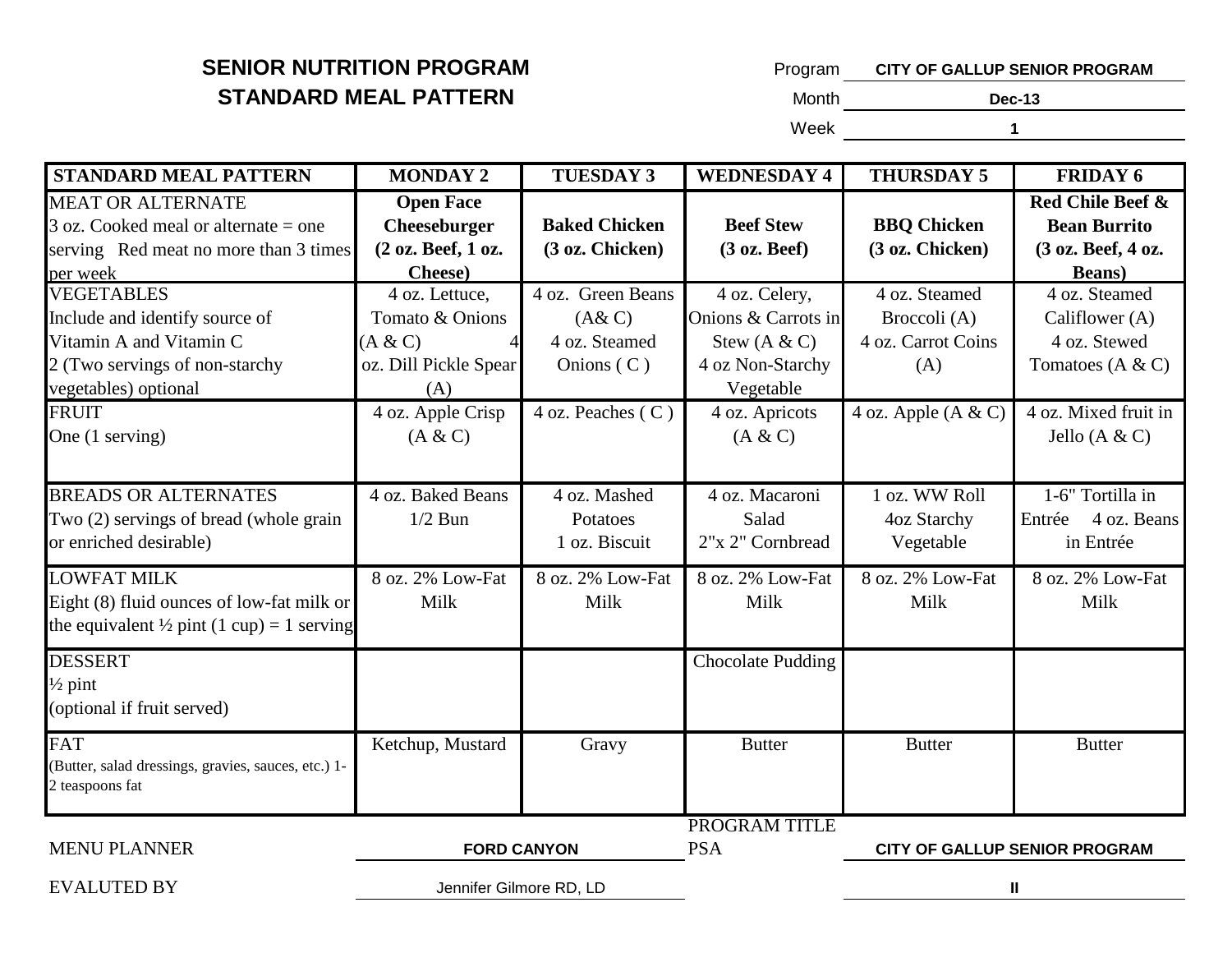# SENIOR NUTRITION PROGRAM
## STANDARD MEAL PATTERN

Program: **CITY OF GALLUP SENIOR PROGRAM**
Month: **Dec-13**
Week: **1**

| STANDARD MEAL PATTERN | MONDAY 2 | TUESDAY 3 | WEDNESDAY 4 | THURSDAY 5 | FRIDAY 6 |
|---|---|---|---|---|---|
| MEAT OR ALTERNATE<br>3 oz. Cooked meal or alternate = one serving Red meat no more than 3 times per week | **Open Face Cheeseburger (2 oz. Beef, 1 oz. Cheese)** | **Baked Chicken (3 oz. Chicken)** | **Beef Stew (3 oz. Beef)** | **BBQ Chicken (3 oz. Chicken)** | **Red Chile Beef & Bean Burrito (3 oz. Beef, 4 oz. Beans)** |
| VEGETABLES<br>Include and identify source of Vitamin A and Vitamin C<br>2 (Two servings of non-starchy vegetables) optional | 4 oz. Lettuce, Tomato & Onions (A & C) 4 oz. Dill Pickle Spear (A) | 4 oz. Green Beans (A& C)<br>4 oz. Steamed Onions ( C ) | 4 oz. Celery, Onions & Carrots in Stew (A & C)<br>4 oz Non-Starchy Vegetable | 4 oz. Steamed Broccoli (A)<br>4 oz. Carrot Coins (A) | 4 oz. Steamed Califlower (A)<br>4 oz. Stewed Tomatoes (A & C) |
| FRUIT<br>One (1 serving) | 4 oz. Apple Crisp (A & C) | 4 oz. Peaches ( C ) | 4 oz. Apricots (A & C) | 4 oz. Apple (A & C) | 4 oz. Mixed fruit in Jello (A & C) |
| BREADS OR ALTERNATES<br>Two (2) servings of bread (whole grain or enriched desirable) | 4 oz. Baked Beans<br>1/2 Bun | 4 oz. Mashed Potatoes<br>1 oz. Biscuit | 4 oz. Macaroni Salad<br>2"x 2" Cornbread | 1 oz. WW Roll<br>4oz Starchy Vegetable | 1-6" Tortilla in Entrée 4 oz. Beans in Entrée |
| LOWFAT MILK<br>Eight (8) fluid ounces of low-fat milk or the equivalent ½ pint (1 cup) = 1 serving | 8 oz. 2% Low-Fat Milk | 8 oz. 2% Low-Fat Milk | 8 oz. 2% Low-Fat Milk | 8 oz. 2% Low-Fat Milk | 8 oz. 2% Low-Fat Milk |
| DESSERT<br>½ pint<br>(optional if fruit served) | | | Chocolate Pudding | | |
| FAT<br>(Butter, salad dressings, gravies, sauces, etc.) 1-2 teaspoons fat | Ketchup, Mustard | Gravy | Butter | Butter | Butter |

MENU PLANNER: **FORD CANYON**

PROGRAM TITLE PSA: **CITY OF GALLUP SENIOR PROGRAM**

EVALUTED BY: Jennifer Gilmore RD, LD

**II**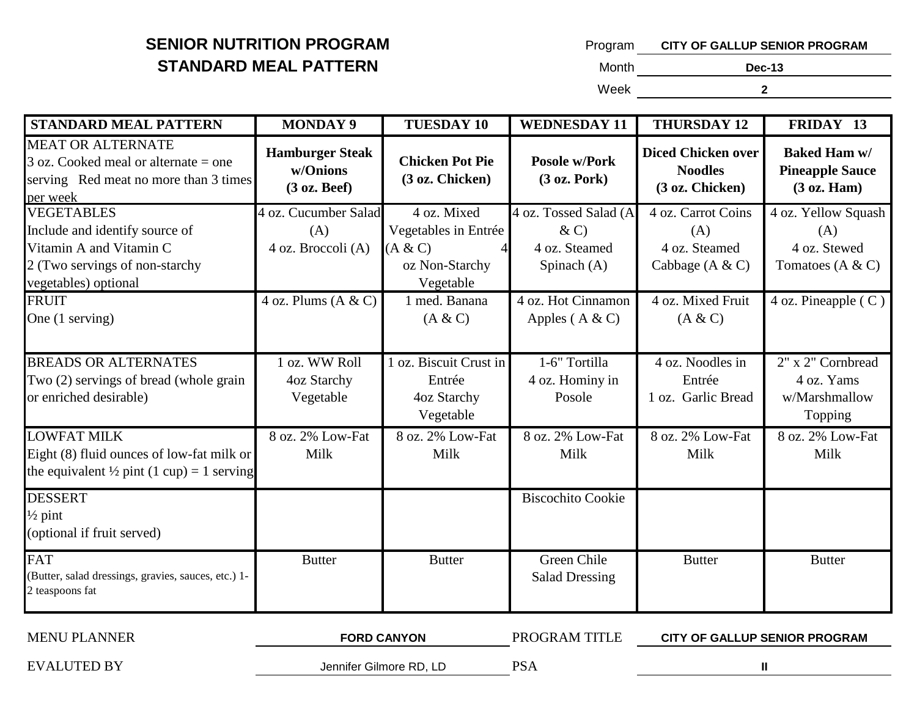# SENIOR NUTRITION PROGRAM
## STANDARD MEAL PATTERN

Program: **CITY OF GALLUP SENIOR PROGRAM**

Month: **Dec-13**

Week: **2**

| STANDARD MEAL PATTERN | MONDAY 9 | TUESDAY 10 | WEDNESDAY 11 | THURSDAY 12 | FRIDAY 13 |
|---|---|---|---|---|---|
| MEAT OR ALTERNATE<br>3 oz. Cooked meal or alternate = one serving Red meat no more than 3 times per week | **Hamburger Steak w/Onions (3 oz. Beef)** | **Chicken Pot Pie (3 oz. Chicken)** | **Posole w/Pork (3 oz. Pork)** | **Diced Chicken over Noodles (3 oz. Chicken)** | **Baked Ham w/ Pineapple Sauce (3 oz. Ham)** |
| VEGETABLES<br>Include and identify source of Vitamin A and Vitamin C<br>2 (Two servings of non-starchy vegetables) optional | 4 oz. Cucumber Salad (A)<br>4 oz. Broccoli (A) | 4 oz. Mixed Vegetables in Entrée (A & C) 4 oz Non-Starchy Vegetable | 4 oz. Tossed Salad (A & C)<br>4 oz. Steamed Spinach (A) | 4 oz. Carrot Coins (A)<br>4 oz. Steamed Cabbage (A & C) | 4 oz. Yellow Squash (A)<br>4 oz. Stewed Tomatoes (A & C) |
| FRUIT<br>One (1 serving) | 4 oz. Plums (A & C) | 1 med. Banana (A & C) | 4 oz. Hot Cinnamon Apples ( A & C) | 4 oz. Mixed Fruit (A & C) | 4 oz. Pineapple ( C ) |
| BREADS OR ALTERNATES<br>Two (2) servings of bread (whole grain or enriched desirable) | 1 oz. WW Roll<br>4oz Starchy Vegetable | 1 oz. Biscuit Crust in Entrée<br>4oz Starchy Vegetable | 1-6" Tortilla<br>4 oz. Hominy in Posole | 4 oz. Noodles in Entrée<br>1 oz. Garlic Bread | 2" x 2" Cornbread<br>4 oz. Yams w/Marshmallow Topping |
| LOWFAT MILK<br>Eight (8) fluid ounces of low-fat milk or the equivalent ½ pint (1 cup) = 1 serving | 8 oz. 2% Low-Fat Milk | 8 oz. 2% Low-Fat Milk | 8 oz. 2% Low-Fat Milk | 8 oz. 2% Low-Fat Milk | 8 oz. 2% Low-Fat Milk |
| DESSERT<br>½ pint<br>(optional if fruit served) | | | Biscochito Cookie | | |
| FAT<br>(Butter, salad dressings, gravies, sauces, etc.) 1-2 teaspoons fat | Butter | Butter | Green Chile Salad Dressing | Butter | Butter |

MENU PLANNER: **FORD CANYON**

PROGRAM TITLE: **CITY OF GALLUP SENIOR PROGRAM**

EVALUTED BY: Jennifer Gilmore RD, LD

PSA: **II**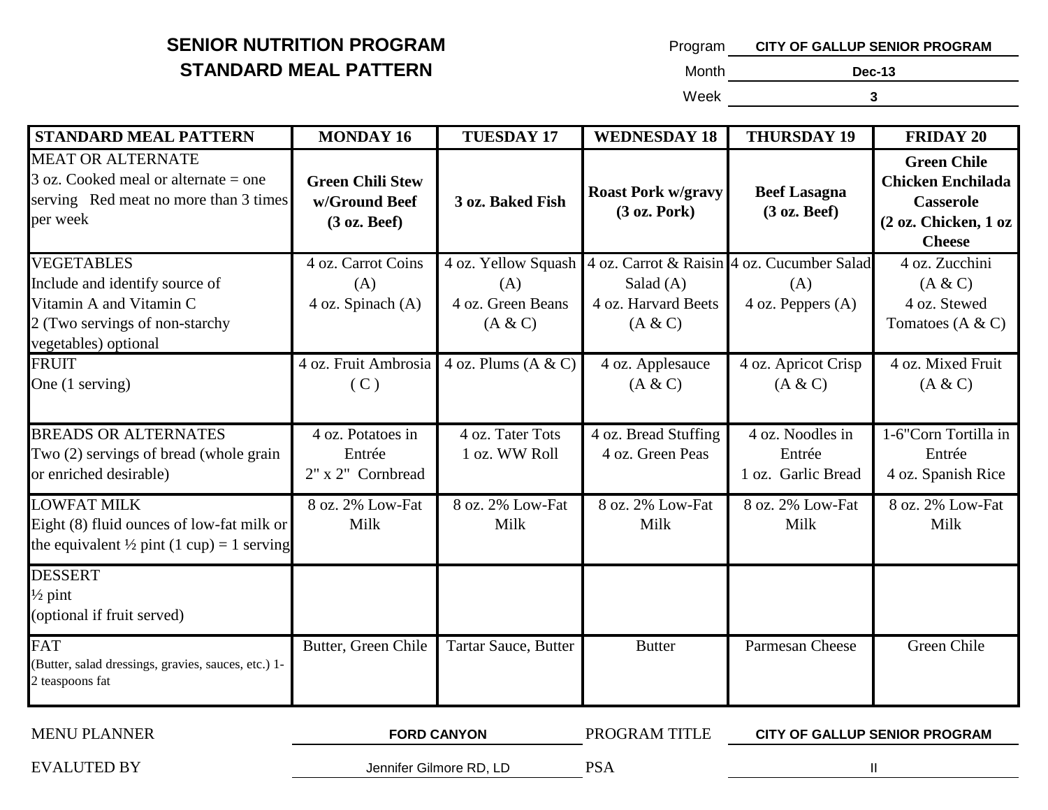# SENIOR NUTRITION PROGRAM
## STANDARD MEAL PATTERN

Program: **CITY OF GALLUP SENIOR PROGRAM**

Month: **Dec-13**

Week: **3**

| STANDARD MEAL PATTERN | MONDAY 16 | TUESDAY 17 | WEDNESDAY 18 | THURSDAY 19 | FRIDAY 20 |
|---|---|---|---|---|---|
| MEAT OR ALTERNATE<br>3 oz. Cooked meal or alternate = one serving Red meat no more than 3 times per week | **Green Chili Stew w/Ground Beef (3 oz. Beef)** | **3 oz. Baked Fish** | **Roast Pork w/gravy (3 oz. Pork)** | **Beef Lasagna (3 oz. Beef)** | **Green Chile Chicken Enchilada Casserole (2 oz. Chicken, 1 oz Cheese** |
| VEGETABLES<br>Include and identify source of Vitamin A and Vitamin C<br>2 (Two servings of non-starchy vegetables) optional | 4 oz. Carrot Coins (A)<br>4 oz. Spinach (A) | 4 oz. Yellow Squash (A)<br>4 oz. Green Beans (A & C) | 4 oz. Carrot & Raisin Salad (A)<br>4 oz. Harvard Beets (A & C) | 4 oz. Cucumber Salad (A)<br>4 oz. Peppers (A) | 4 oz. Zucchini (A & C)<br>4 oz. Stewed Tomatoes (A & C) |
| FRUIT<br>One (1 serving) | 4 oz. Fruit Ambrosia ( C ) | 4 oz. Plums (A & C) | 4 oz. Applesauce (A & C) | 4 oz. Apricot Crisp (A & C) | 4 oz. Mixed Fruit (A & C) |
| BREADS OR ALTERNATES<br>Two (2) servings of bread (whole grain or enriched desirable) | 4 oz. Potatoes in Entrée<br>2" x 2" Cornbread | 4 oz. Tater Tots<br>1 oz. WW Roll | 4 oz. Bread Stuffing<br>4 oz. Green Peas | 4 oz. Noodles in Entrée<br>1 oz. Garlic Bread | 1-6"Corn Tortilla in Entrée<br>4 oz. Spanish Rice |
| LOWFAT MILK<br>Eight (8) fluid ounces of low-fat milk or the equivalent ½ pint (1 cup) = 1 serving | 8 oz. 2% Low-Fat Milk | 8 oz. 2% Low-Fat Milk | 8 oz. 2% Low-Fat Milk | 8 oz. 2% Low-Fat Milk | 8 oz. 2% Low-Fat Milk |
| DESSERT<br>½ pint<br>(optional if fruit served) | | | | | |
| FAT<br>(Butter, salad dressings, gravies, sauces, etc.) 1-2 teaspoons fat | Butter, Green Chile | Tartar Sauce, Butter | Butter | Parmesan Cheese | Green Chile |

MENU PLANNER: **FORD CANYON**

PROGRAM TITLE: **CITY OF GALLUP SENIOR PROGRAM**

EVALUTED BY: Jennifer Gilmore RD, LD

PSA: II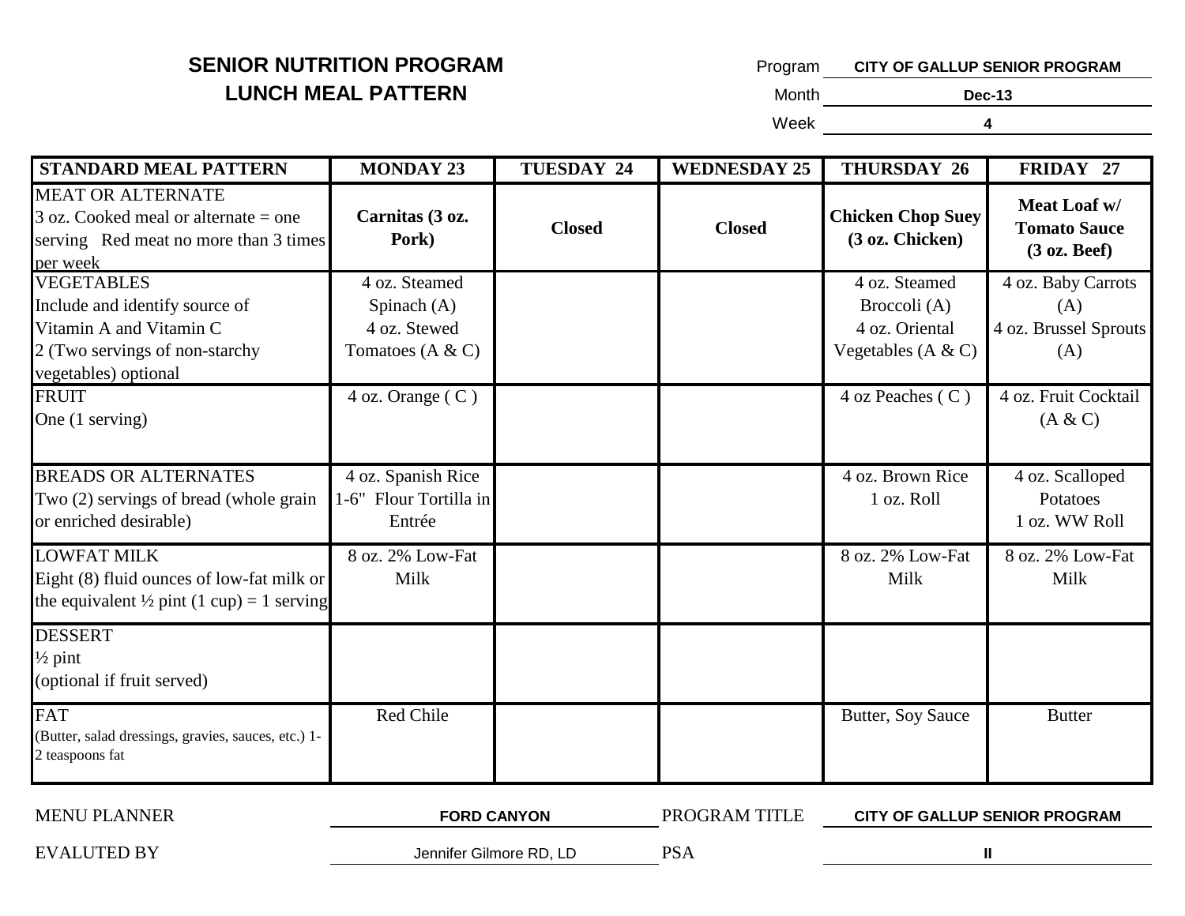# SENIOR NUTRITION PROGRAM
## LUNCH MEAL PATTERN

Program: **CITY OF GALLUP SENIOR PROGRAM**
Month: **Dec-13**
Week: **4**

| STANDARD MEAL PATTERN | MONDAY 23 | TUESDAY 24 | WEDNESDAY 25 | THURSDAY 26 | FRIDAY 27 |
|---|---|---|---|---|---|
| MEAT OR ALTERNATE<br>3 oz. Cooked meal or alternate = one serving Red meat no more than 3 times per week | **Carnitas (3 oz. Pork)** | **Closed** | **Closed** | **Chicken Chop Suey (3 oz. Chicken)** | **Meat Loaf w/ Tomato Sauce (3 oz. Beef)** |
| VEGETABLES<br>Include and identify source of Vitamin A and Vitamin C<br>2 (Two servings of non-starchy vegetables) optional | 4 oz. Steamed Spinach (A)<br>4 oz. Stewed Tomatoes (A & C) | | | 4 oz. Steamed Broccoli (A)<br>4 oz. Oriental Vegetables (A & C) | 4 oz. Baby Carrots (A)<br>4 oz. Brussel Sprouts (A) |
| FRUIT<br>One (1 serving) | 4 oz. Orange ( C ) | | | 4 oz Peaches ( C ) | 4 oz. Fruit Cocktail (A & C) |
| BREADS OR ALTERNATES<br>Two (2) servings of bread (whole grain or enriched desirable) | 4 oz. Spanish Rice<br>1-6" Flour Tortilla in Entrée | | | 4 oz. Brown Rice<br>1 oz. Roll | 4 oz. Scalloped Potatoes<br>1 oz. WW Roll |
| LOWFAT MILK<br>Eight (8) fluid ounces of low-fat milk or the equivalent ½ pint (1 cup) = 1 serving | 8 oz. 2% Low-Fat Milk | | | 8 oz. 2% Low-Fat Milk | 8 oz. 2% Low-Fat Milk |
| DESSERT<br>½ pint<br>(optional if fruit served) | | | | | |
| FAT<br>(Butter, salad dressings, gravies, sauces, etc.) 1-2 teaspoons fat | Red Chile | | | Butter, Soy Sauce | Butter |

MENU PLANNER: **FORD CANYON**
PROGRAM TITLE: **CITY OF GALLUP SENIOR PROGRAM**
EVALUTED BY: Jennifer Gilmore RD, LD
PSA: **II**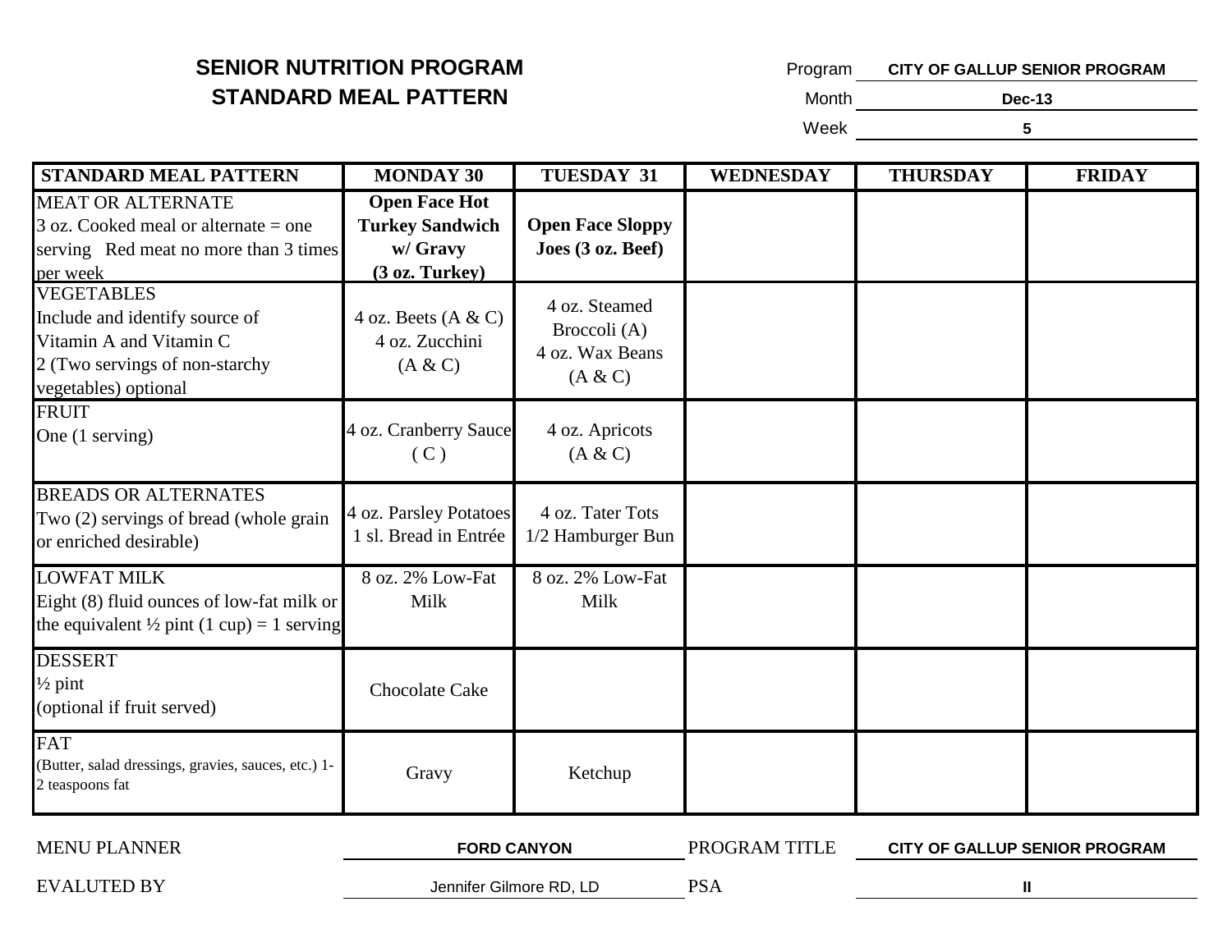# SENIOR NUTRITION PROGRAM
## STANDARD MEAL PATTERN

Program: **CITY OF GALLUP SENIOR PROGRAM**

Month: **Dec-13**

Week: **5**

| STANDARD MEAL PATTERN | MONDAY 30 | TUESDAY 31 | WEDNESDAY | THURSDAY | FRIDAY |
|---|---|---|---|---|---|
| MEAT OR ALTERNATE<br>3 oz. Cooked meal or alternate = one serving Red meat no more than 3 times per week | **Open Face Hot Turkey Sandwich w/ Gravy (3 oz. Turkey)** | **Open Face Sloppy Joes (3 oz. Beef)** | | | |
| VEGETABLES<br>Include and identify source of Vitamin A and Vitamin C<br>2 (Two servings of non-starchy vegetables) optional | 4 oz. Beets (A & C)<br>4 oz. Zucchini (A & C) | 4 oz. Steamed Broccoli (A)<br>4 oz. Wax Beans (A & C) | | | |
| FRUIT<br>One (1 serving) | 4 oz. Cranberry Sauce ( C ) | 4 oz. Apricots (A & C) | | | |
| BREADS OR ALTERNATES<br>Two (2) servings of bread (whole grain or enriched desirable) | 4 oz. Parsley Potatoes<br>1 sl. Bread in Entrée | 4 oz. Tater Tots<br>1/2 Hamburger Bun | | | |
| LOWFAT MILK<br>Eight (8) fluid ounces of low-fat milk or the equivalent ½ pint (1 cup) = 1 serving | 8 oz. 2% Low-Fat Milk | 8 oz. 2% Low-Fat Milk | | | |
| DESSERT<br>½ pint<br>(optional if fruit served) | Chocolate Cake | | | | |
| FAT<br>(Butter, salad dressings, gravies, sauces, etc.) 1-2 teaspoons fat | Gravy | Ketchup | | | |

MENU PLANNER: **FORD CANYON**

PROGRAM TITLE: **CITY OF GALLUP SENIOR PROGRAM**

EVALUTED BY: Jennifer Gilmore RD, LD

PSA: **II**